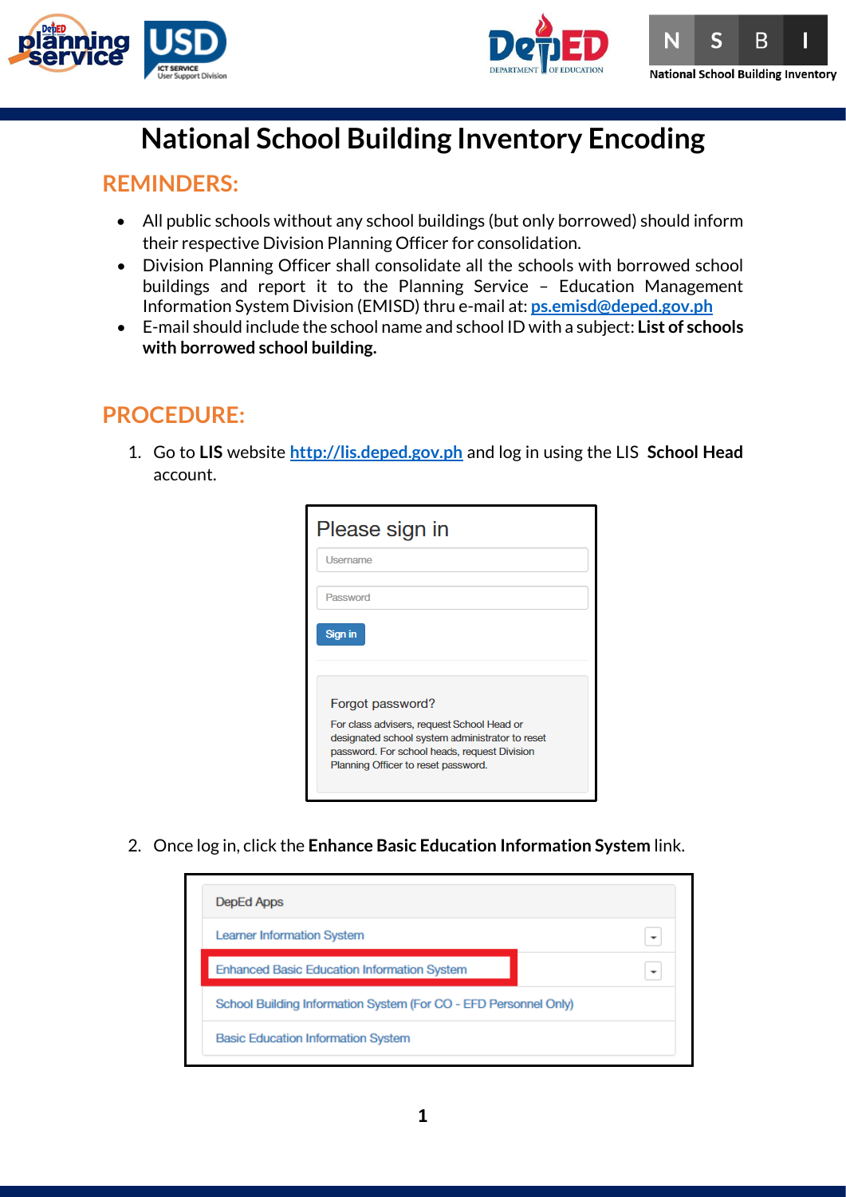# National School Building Inventory Encoding

## REMINDERS:

- All public schools without any school buildings (but only borrowed) should inform their respective Division Planning Officer for consolidation.
- Division Planning Officer shall consolidate all the schools with borrowed school buildings and report it to the Planning Service – Education Management Information System Division (EMISD) thru e-mail at: ps.emisd@deped.gov.ph
- E-mail should include the school name and school ID with a subject: **List of schools with borrowed school building.**

## PROCEDURE:

1. Go to **LIS** website http://lis.deped.gov.ph and log in using the LIS **School Head** account.

   Please sign in

   Username

   Password

   Sign in

   Forgot password?

   For class advisers, request School Head or designated school system administrator to reset password. For school heads, request Division Planning Officer to reset password.

2. Once log in, click the **Enhance Basic Education Information System** link.

   DepEd Apps

   - Learner Information System
   - Enhanced Basic Education Information System
   - School Building Information System (For CO - EFD Personnel Only)
   - Basic Education Information System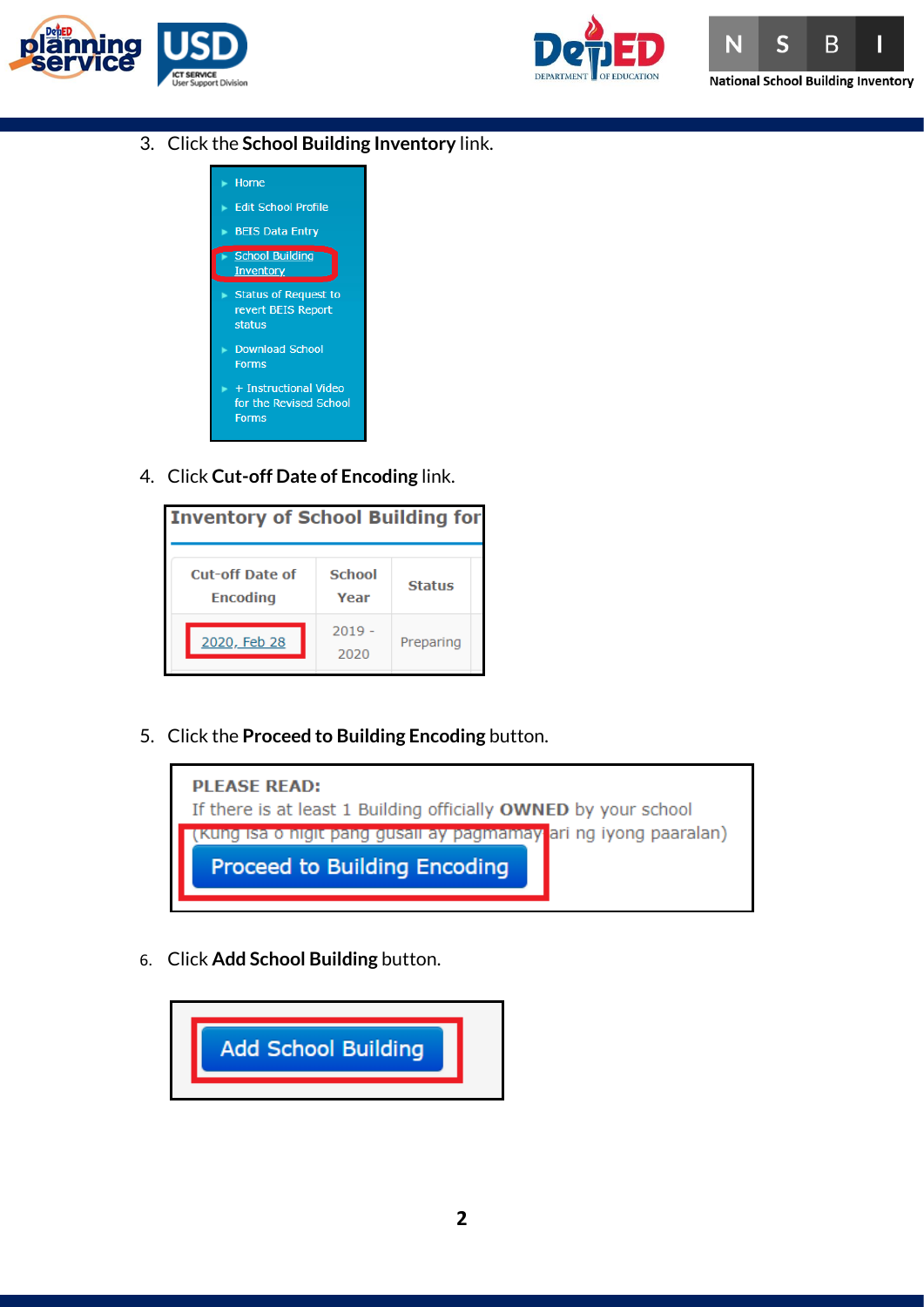3. Click the **School Building Inventory** link.

   - Home
   - Edit School Profile
   - BEIS Data Entry
   - School Building Inventory
   - Status of Request to revert BEIS Report status
   - Download School Forms
   - + Instructional Video for the Revised School Forms

4. Click **Cut-off Date of Encoding** link.

   **Inventory of School Building for**

   | Cut-off Date of Encoding | School Year | Status |
   |---|---|---|
   | 2020, Feb 28 | 2019 - 2020 | Preparing |

5. Click the **Proceed to Building Encoding** button.

   **PLEASE READ:**
   If there is at least 1 Building officially **OWNED** by your school
   (Kung isa o higit pang gusali ay pagmamay ari ng iyong paaralan)

   Proceed to Building Encoding

6. Click **Add School Building** button.

   Add School Building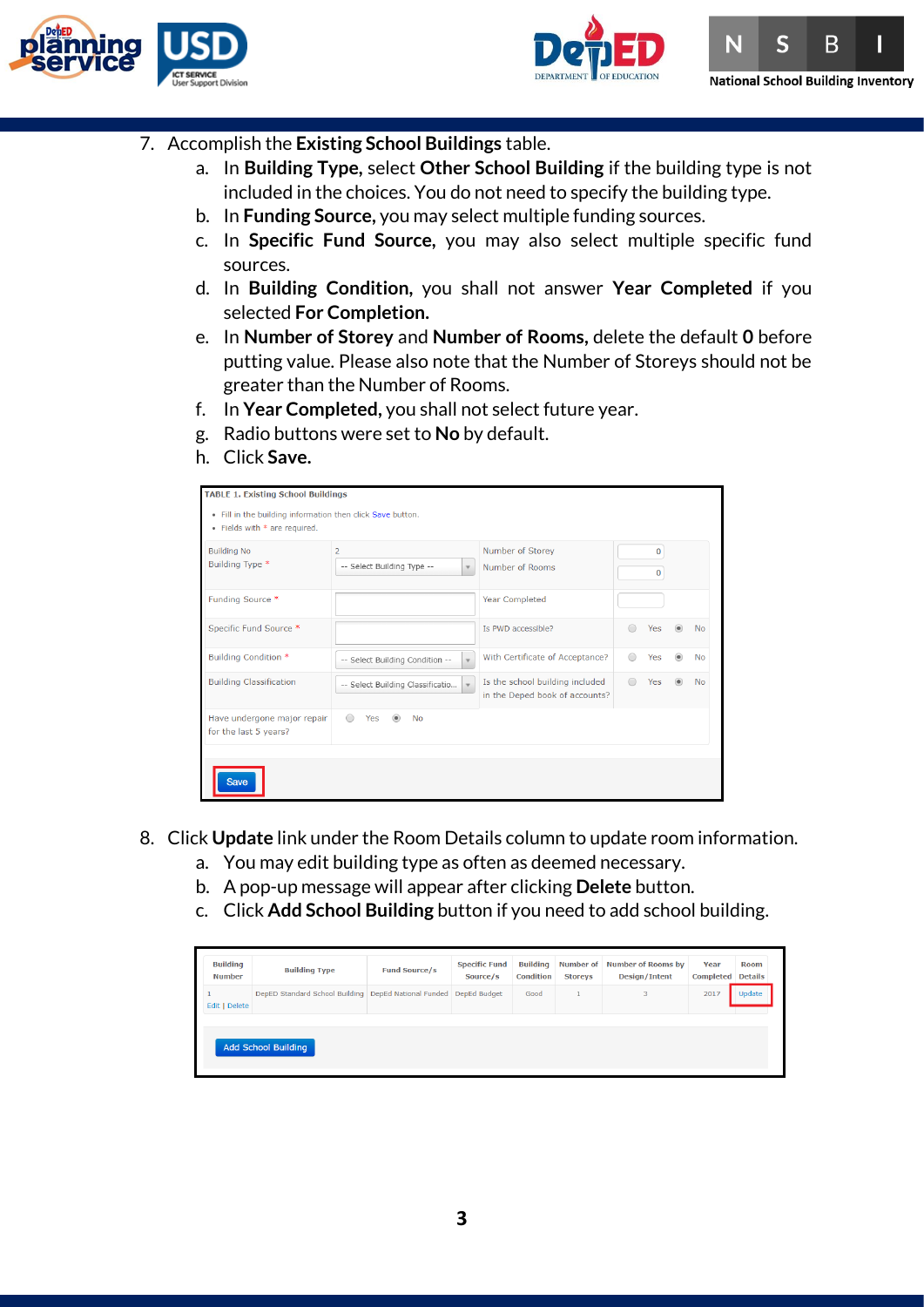7. Accomplish the **Existing School Buildings** table.
   a. In **Building Type,** select **Other School Building** if the building type is not included in the choices. You do not need to specify the building type.
   b. In **Funding Source,** you may select multiple funding sources.
   c. In **Specific Fund Source,** you may also select multiple specific fund sources.
   d. In **Building Condition,** you shall not answer **Year Completed** if you selected **For Completion.**
   e. In **Number of Storey** and **Number of Rooms,** delete the default **0** before putting value. Please also note that the Number of Storeys should not be greater than the Number of Rooms.
   f. In **Year Completed,** you shall not select future year.
   g. Radio buttons were set to **No** by default.
   h. Click **Save.**

TABLE 1. Existing School Buildings

- Fill in the building information then click Save button.
- Fields with * are required.

| | | | |
|---|---|---|---|
| Building No | 2 | Number of Storey | 0 |
| Building Type * | -- Select Building Type -- | Number of Rooms | 0 |
| Funding Source * | | Year Completed | |
| Specific Fund Source * | | Is PWD accessible? | Yes / No |
| Building Condition * | -- Select Building Condition -- | With Certificate of Acceptance? | Yes / No |
| Building Classification | -- Select Building Classificatio... | Is the school building included in the Deped book of accounts? | Yes / No |
| Have undergone major repair for the last 5 years? | Yes / No | | |

Save

8. Click **Update** link under the Room Details column to update room information.
   a. You may edit building type as often as deemed necessary.
   b. A pop-up message will appear after clicking **Delete** button.
   c. Click **Add School Building** button if you need to add school building.

| Building Number | Building Type | Fund Source/s | Specific Fund Source/s | Building Condition | Number of Storeys | Number of Rooms by Design/Intent | Year Completed | Room Details |
|---|---|---|---|---|---|---|---|---|
| 1<br>Edit \| Delete | DepED Standard School Building | DepEd National Funded | DepEd Budget | Good | 1 | 3 | 2017 | Update |

Add School Building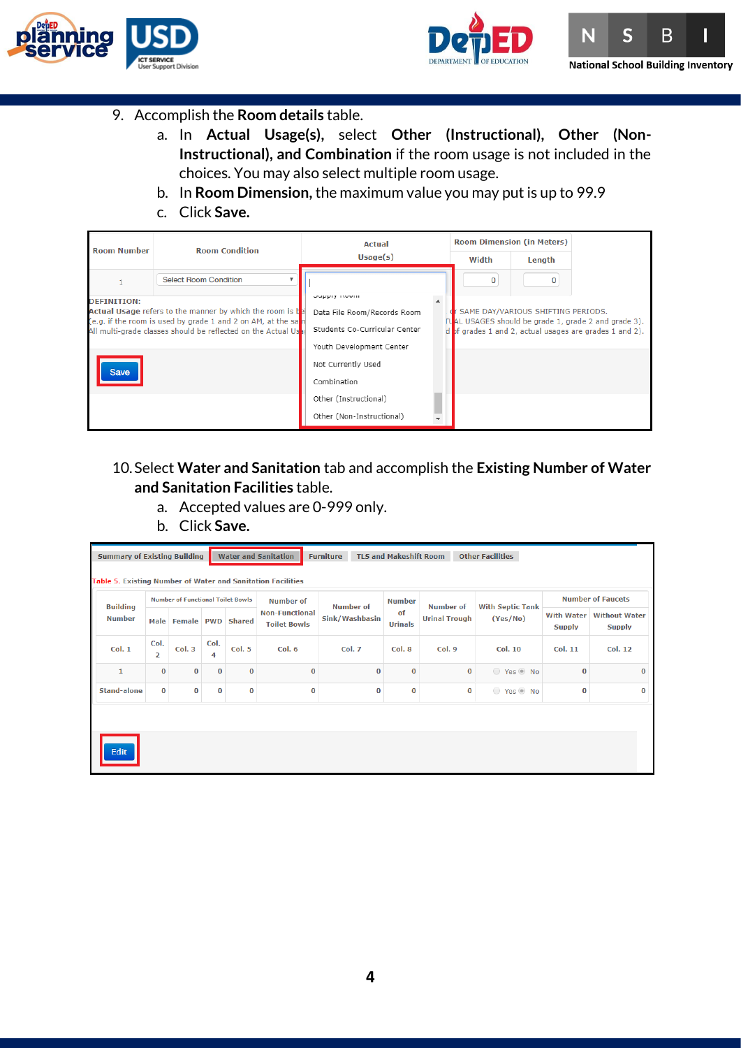9. Accomplish the **Room details** table.
    a. In **Actual Usage(s)**, select **Other (Instructional), Other (Non-Instructional), and Combination** if the room usage is not included in the choices. You may also select multiple room usage.
    b. In **Room Dimension,** the maximum value you may put is up to 99.9
    c. Click **Save.**

| Room Number | Room Condition | Actual Usage(s) | Room Dimension (in Meters) | |
|---|---|---|---|---|
| | | | Width | Length |
| 1 | Select Room Condition | | 0 | 0 |

Dropdown options: Supply Room, Data File Room/Records Room, Students Co-Curricular Center, Youth Development Center, Not Currently Used, Combination, Other (Instructional), Other (Non-Instructional)

DEFINITION:
Actual Usage refers to the manner by which the room is be... ...r SAME DAY/VARIOUS SHIFTING PERIODS.
(e.g. if the room is used by grade 1 and 2 on AM, at the sa... ...TUAL USAGES should be grade 1, grade 2 and grade 3).
All multi-grade classes should be reflected on the Actual Us... ...d of grades 1 and 2, actual usages are grades 1 and 2).

Save

10. Select **Water and Sanitation** tab and accomplish the **Existing Number of Water and Sanitation Facilities** table.
    a. Accepted values are 0-999 only.
    b. Click **Save.**

Summary of Existing Building | Water and Sanitation | Furniture | TLS and Makeshift Room | Other Facilities

Table 5. Existing Number of Water and Sanitation Facilities

| Building Number | Number of Functional Toilet Bowls | | | | Number of Non-Functional Toilet Bowls | Number of Sink/Washbasin | Number of Urinals | Number of Urinal Trough | With Septic Tank (Yes/No) | Number of Faucets | |
|---|---|---|---|---|---|---|---|---|---|---|---|
| | Male | Female | PWD | Shared | | | | | | With Water Supply | Without Water Supply |
| Col. 1 | Col. 2 | Col. 3 | Col. 4 | Col. 5 | Col. 6 | Col. 7 | Col. 8 | Col. 9 | Col. 10 | Col. 11 | Col. 12 |
| 1 | 0 | 0 | 0 | 0 | 0 | 0 | 0 | 0 | Yes / No | 0 | 0 |
| Stand-alone | 0 | 0 | 0 | 0 | 0 | 0 | 0 | 0 | Yes / No | 0 | 0 |

Edit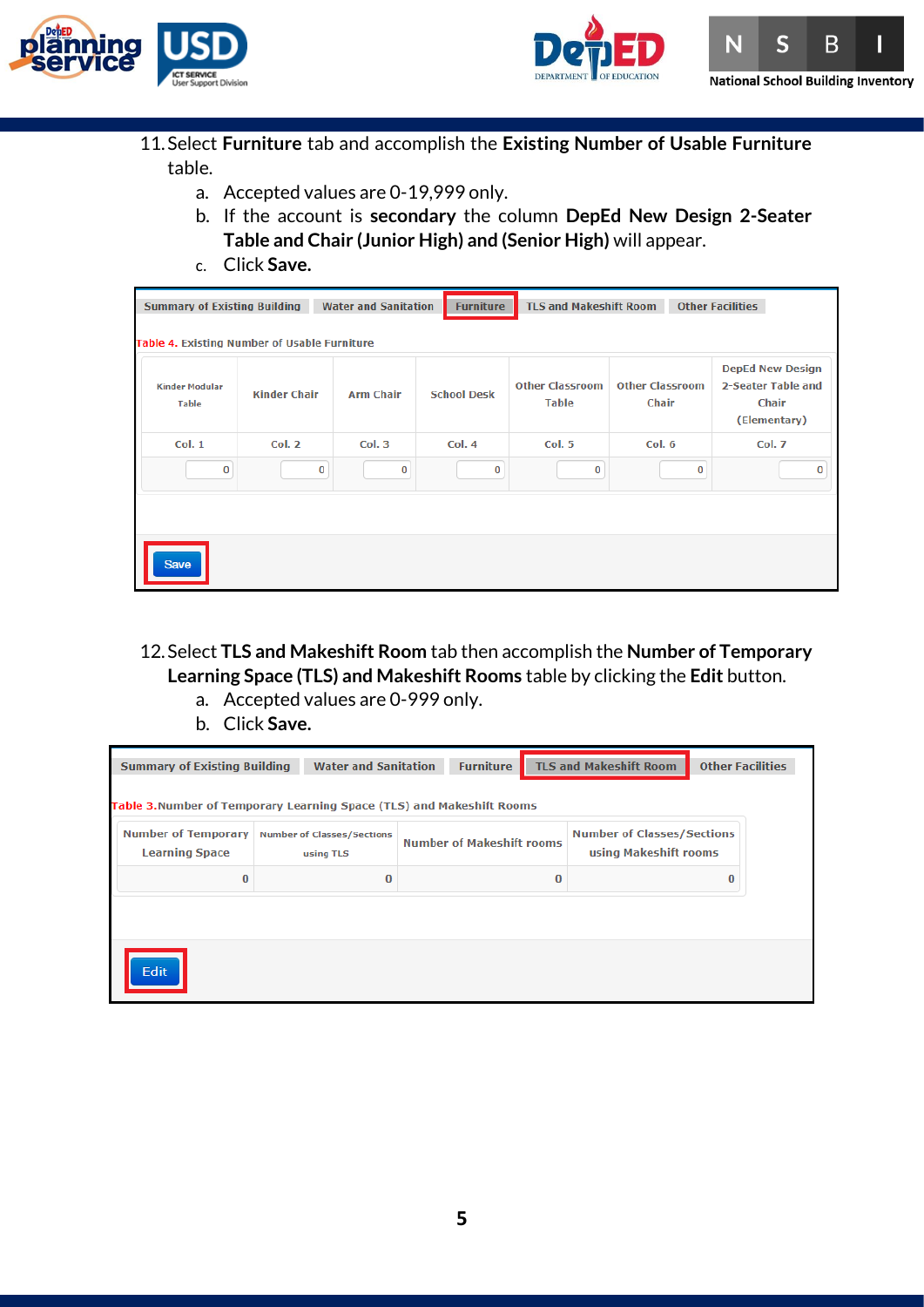11. Select **Furniture** tab and accomplish the **Existing Number of Usable Furniture** table.
    a. Accepted values are 0-19,999 only.
    b. If the account is **secondary** the column **DepEd New Design 2-Seater Table and Chair (Junior High) and (Senior High)** will appear.
    c. Click **Save.**

Summary of Existing Building | Water and Sanitation | Furniture | TLS and Makeshift Room | Other Facilities

Table 4. Existing Number of Usable Furniture

| Kinder Modular Table | Kinder Chair | Arm Chair | School Desk | Other Classroom Table | Other Classroom Chair | DepEd New Design 2-Seater Table and Chair (Elementary) |
|---|---|---|---|---|---|---|
| Col. 1 | Col. 2 | Col. 3 | Col. 4 | Col. 5 | Col. 6 | Col. 7 |
| 0 | 0 | 0 | 0 | 0 | 0 | 0 |

Save

12. Select **TLS and Makeshift Room** tab then accomplish the **Number of Temporary Learning Space (TLS) and Makeshift Rooms** table by clicking the **Edit** button.
    a. Accepted values are 0-999 only.
    b. Click **Save.**

Summary of Existing Building | Water and Sanitation | Furniture | TLS and Makeshift Room | Other Facilities

Table 3. Number of Temporary Learning Space (TLS) and Makeshift Rooms

| Number of Temporary Learning Space | Number of Classes/Sections using TLS | Number of Makeshift rooms | Number of Classes/Sections using Makeshift rooms |
|---|---|---|---|
| 0 | 0 | 0 | 0 |

Edit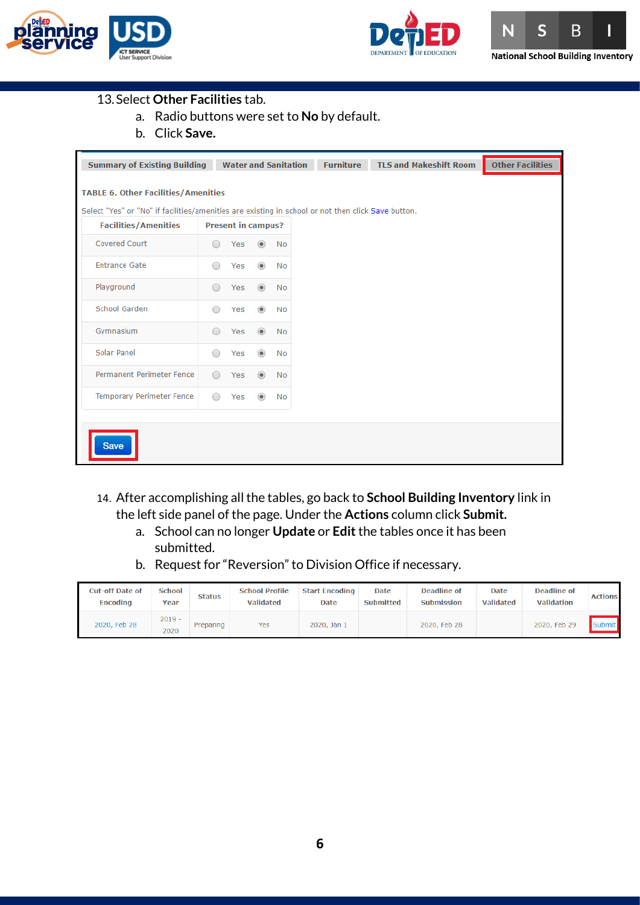13. Select **Other Facilities** tab.
    a. Radio buttons were set to **No** by default.
    b. Click **Save.**

Summary of Existing Building | Water and Sanitation | Furniture | TLS and Makeshift Room | Other Facilities

TABLE 6. Other Facilities/Amenities

Select "Yes" or "No" if facilities/amenities are existing in school or not then click Save button.

| Facilities/Amenities | Present in campus? |
|---|---|
| Covered Court | ○ Yes ◉ No |
| Entrance Gate | ○ Yes ◉ No |
| Playground | ○ Yes ◉ No |
| School Garden | ○ Yes ◉ No |
| Gymnasium | ○ Yes ◉ No |
| Solar Panel | ○ Yes ◉ No |
| Permanent Perimeter Fence | ○ Yes ◉ No |
| Temporary Perimeter Fence | ○ Yes ◉ No |

Save

14. After accomplishing all the tables, go back to **School Building Inventory** link in the left side panel of the page. Under the **Actions** column click **Submit.**
    a. School can no longer **Update** or **Edit** the tables once it has been submitted.
    b. Request for "Reversion" to Division Office if necessary.

| Cut-off Date of Encoding | School Year | Status | School Profile Validated | Start Encoding Date | Date Submitted | Deadline of Submission | Date Validated | Deadline of Validation | Actions |
|---|---|---|---|---|---|---|---|---|---|
| 2020, Feb 28 | 2019 - 2020 | Preparing | Yes | 2020, Jan 1 | | 2020, Feb 28 | | 2020, Feb 29 | Submit |